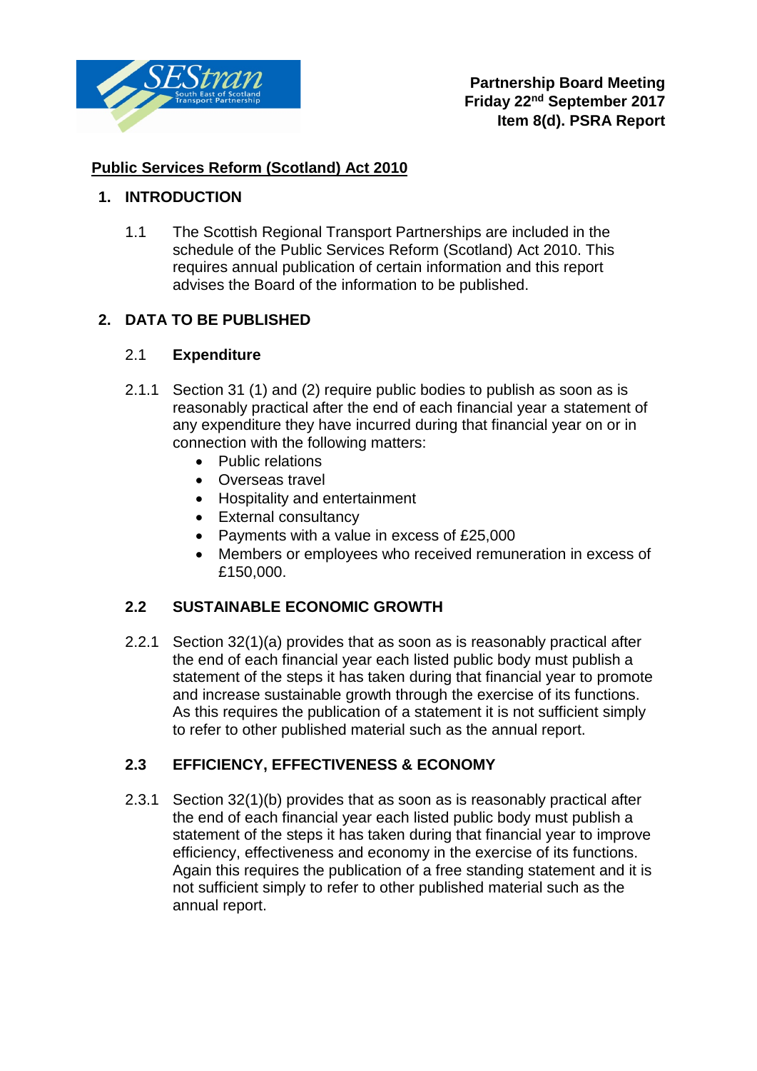**Partnership Board Meeting**
**Friday 22nd September 2017**
**Item 8(d). PSRA Report**

# Public Services Reform (Scotland) Act 2010

## 1. INTRODUCTION

1.1 The Scottish Regional Transport Partnerships are included in the schedule of the Public Services Reform (Scotland) Act 2010. This requires annual publication of certain information and this report advises the Board of the information to be published.

## 2. DATA TO BE PUBLISHED

### 2.1 Expenditure

2.1.1 Section 31 (1) and (2) require public bodies to publish as soon as is reasonably practical after the end of each financial year a statement of any expenditure they have incurred during that financial year on or in connection with the following matters:

- Public relations
- Overseas travel
- Hospitality and entertainment
- External consultancy
- Payments with a value in excess of £25,000
- Members or employees who received remuneration in excess of £150,000.

### 2.2 SUSTAINABLE ECONOMIC GROWTH

2.2.1 Section 32(1)(a) provides that as soon as is reasonably practical after the end of each financial year each listed public body must publish a statement of the steps it has taken during that financial year to promote and increase sustainable growth through the exercise of its functions. As this requires the publication of a statement it is not sufficient simply to refer to other published material such as the annual report.

### 2.3 EFFICIENCY, EFFECTIVENESS & ECONOMY

2.3.1 Section 32(1)(b) provides that as soon as is reasonably practical after the end of each financial year each listed public body must publish a statement of the steps it has taken during that financial year to improve efficiency, effectiveness and economy in the exercise of its functions. Again this requires the publication of a free standing statement and it is not sufficient simply to refer to other published material such as the annual report.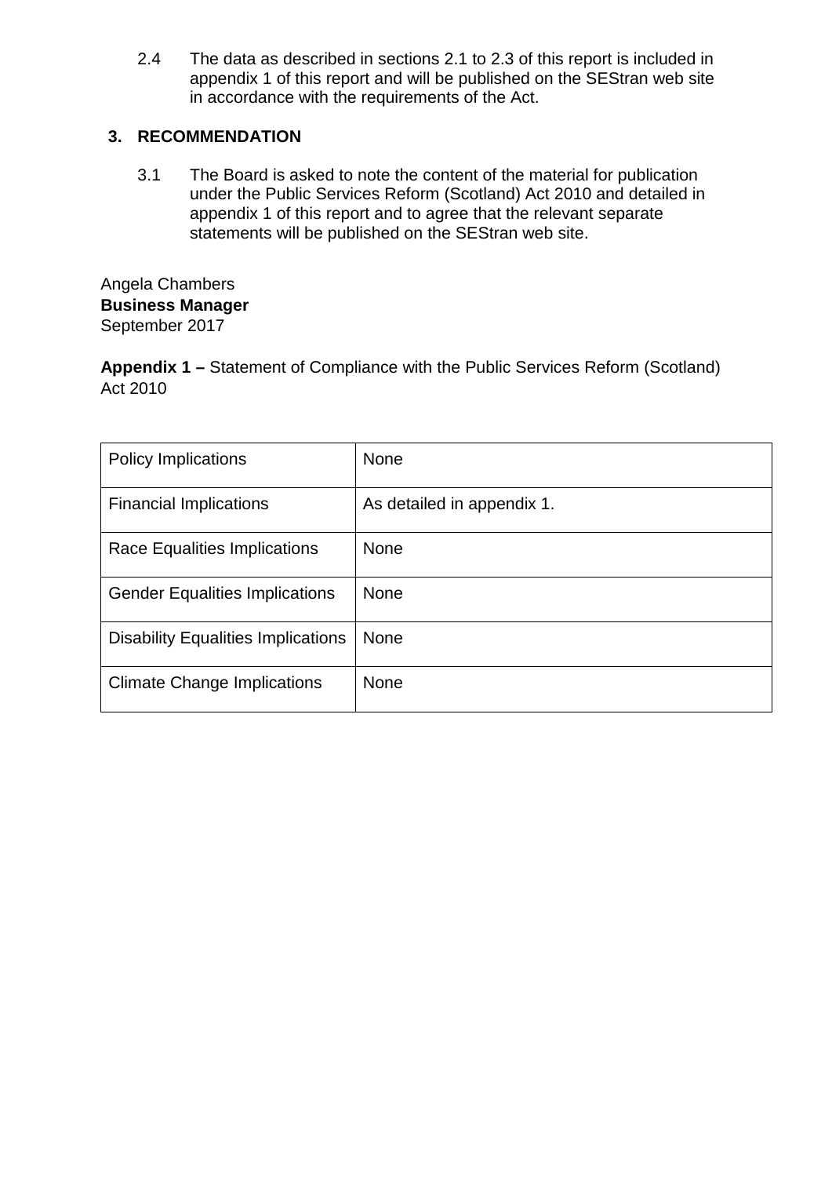2.4 The data as described in sections 2.1 to 2.3 of this report is included in appendix 1 of this report and will be published on the SEStran web site in accordance with the requirements of the Act.

## 3. RECOMMENDATION

3.1 The Board is asked to note the content of the material for publication under the Public Services Reform (Scotland) Act 2010 and detailed in appendix 1 of this report and to agree that the relevant separate statements will be published on the SEStran web site.

Angela Chambers
**Business Manager**
September 2017

**Appendix 1 –** Statement of Compliance with the Public Services Reform (Scotland) Act 2010

| | |
|---|---|
| Policy Implications | None |
| Financial Implications | As detailed in appendix 1. |
| Race Equalities Implications | None |
| Gender Equalities Implications | None |
| Disability Equalities Implications | None |
| Climate Change Implications | None |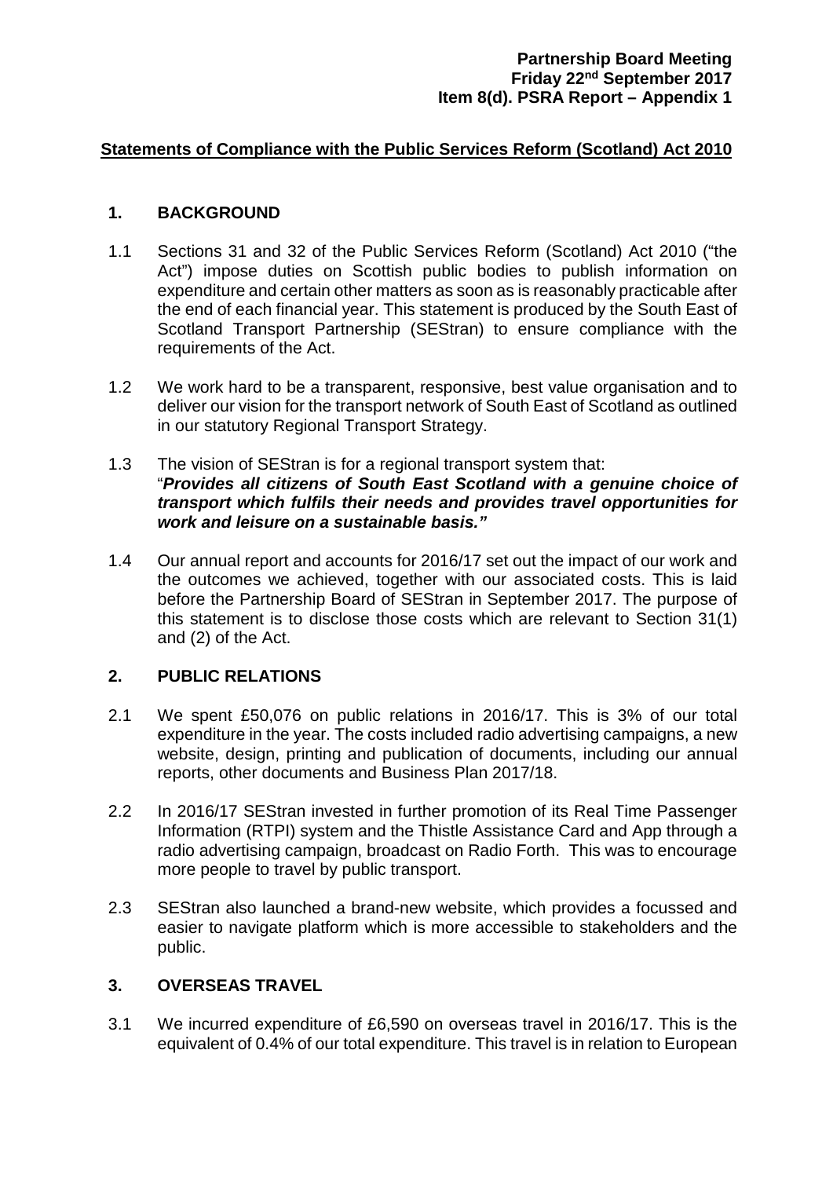**Partnership Board Meeting**
**Friday 22nd September 2017**
**Item 8(d). PSRA Report – Appendix 1**

## Statements of Compliance with the Public Services Reform (Scotland) Act 2010

### 1. BACKGROUND

1.1 Sections 31 and 32 of the Public Services Reform (Scotland) Act 2010 ("the Act") impose duties on Scottish public bodies to publish information on expenditure and certain other matters as soon as is reasonably practicable after the end of each financial year. This statement is produced by the South East of Scotland Transport Partnership (SEStran) to ensure compliance with the requirements of the Act.

1.2 We work hard to be a transparent, responsive, best value organisation and to deliver our vision for the transport network of South East of Scotland as outlined in our statutory Regional Transport Strategy.

1.3 The vision of SEStran is for a regional transport system that: "***Provides all citizens of South East Scotland with a genuine choice of transport which fulfils their needs and provides travel opportunities for work and leisure on a sustainable basis."***

1.4 Our annual report and accounts for 2016/17 set out the impact of our work and the outcomes we achieved, together with our associated costs. This is laid before the Partnership Board of SEStran in September 2017. The purpose of this statement is to disclose those costs which are relevant to Section 31(1) and (2) of the Act.

### 2. PUBLIC RELATIONS

2.1 We spent £50,076 on public relations in 2016/17. This is 3% of our total expenditure in the year. The costs included radio advertising campaigns, a new website, design, printing and publication of documents, including our annual reports, other documents and Business Plan 2017/18.

2.2 In 2016/17 SEStran invested in further promotion of its Real Time Passenger Information (RTPI) system and the Thistle Assistance Card and App through a radio advertising campaign, broadcast on Radio Forth. This was to encourage more people to travel by public transport.

2.3 SEStran also launched a brand-new website, which provides a focussed and easier to navigate platform which is more accessible to stakeholders and the public.

### 3. OVERSEAS TRAVEL

3.1 We incurred expenditure of £6,590 on overseas travel in 2016/17. This is the equivalent of 0.4% of our total expenditure. This travel is in relation to European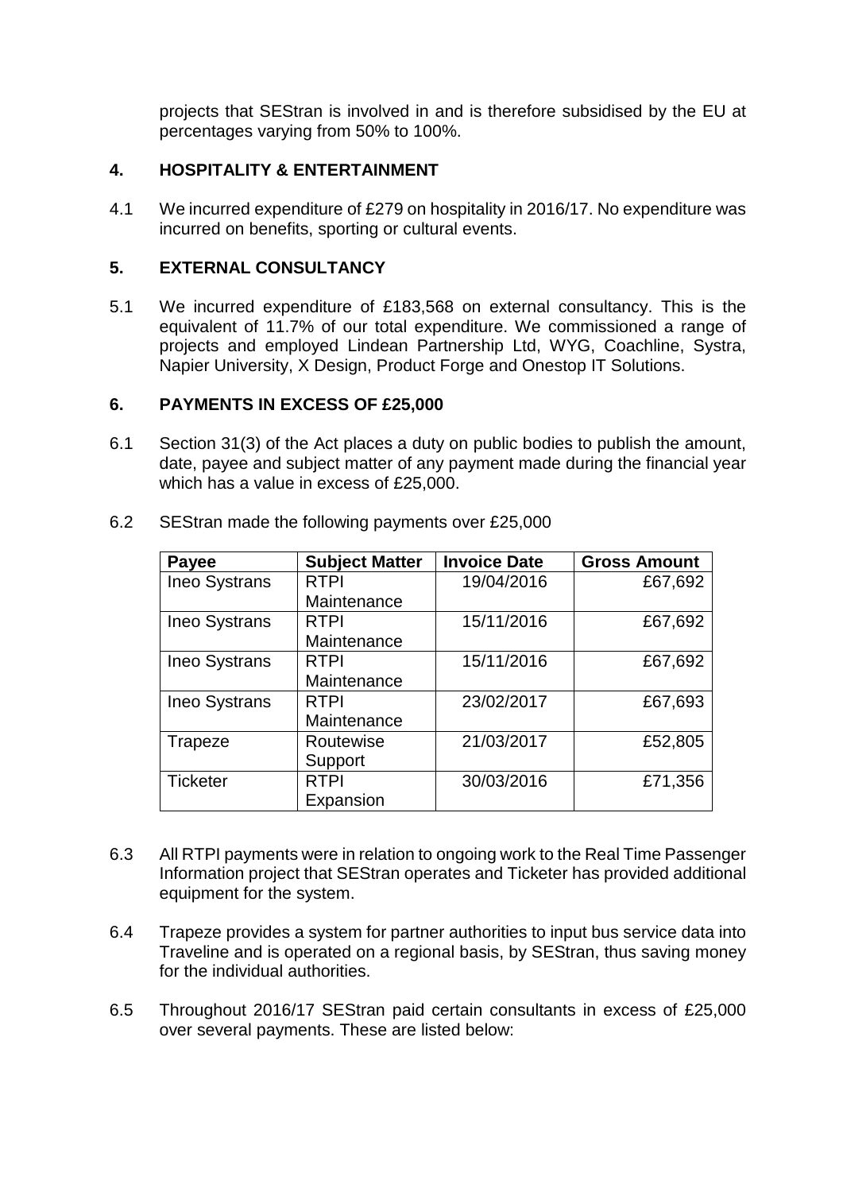projects that SEStran is involved in and is therefore subsidised by the EU at percentages varying from 50% to 100%.

## 4. HOSPITALITY & ENTERTAINMENT

4.1 We incurred expenditure of £279 on hospitality in 2016/17. No expenditure was incurred on benefits, sporting or cultural events.

## 5. EXTERNAL CONSULTANCY

5.1 We incurred expenditure of £183,568 on external consultancy. This is the equivalent of 11.7% of our total expenditure. We commissioned a range of projects and employed Lindean Partnership Ltd, WYG, Coachline, Systra, Napier University, X Design, Product Forge and Onestop IT Solutions.

## 6. PAYMENTS IN EXCESS OF £25,000

6.1 Section 31(3) of the Act places a duty on public bodies to publish the amount, date, payee and subject matter of any payment made during the financial year which has a value in excess of £25,000.

6.2 SEStran made the following payments over £25,000

| Payee | Subject Matter | Invoice Date | Gross Amount |
|---|---|---|---|
| Ineo Systrans | RTPI Maintenance | 19/04/2016 | £67,692 |
| Ineo Systrans | RTPI Maintenance | 15/11/2016 | £67,692 |
| Ineo Systrans | RTPI Maintenance | 15/11/2016 | £67,692 |
| Ineo Systrans | RTPI Maintenance | 23/02/2017 | £67,693 |
| Trapeze | Routewise Support | 21/03/2017 | £52,805 |
| Ticketer | RTPI Expansion | 30/03/2016 | £71,356 |

6.3 All RTPI payments were in relation to ongoing work to the Real Time Passenger Information project that SEStran operates and Ticketer has provided additional equipment for the system.

6.4 Trapeze provides a system for partner authorities to input bus service data into Traveline and is operated on a regional basis, by SEStran, thus saving money for the individual authorities.

6.5 Throughout 2016/17 SEStran paid certain consultants in excess of £25,000 over several payments. These are listed below: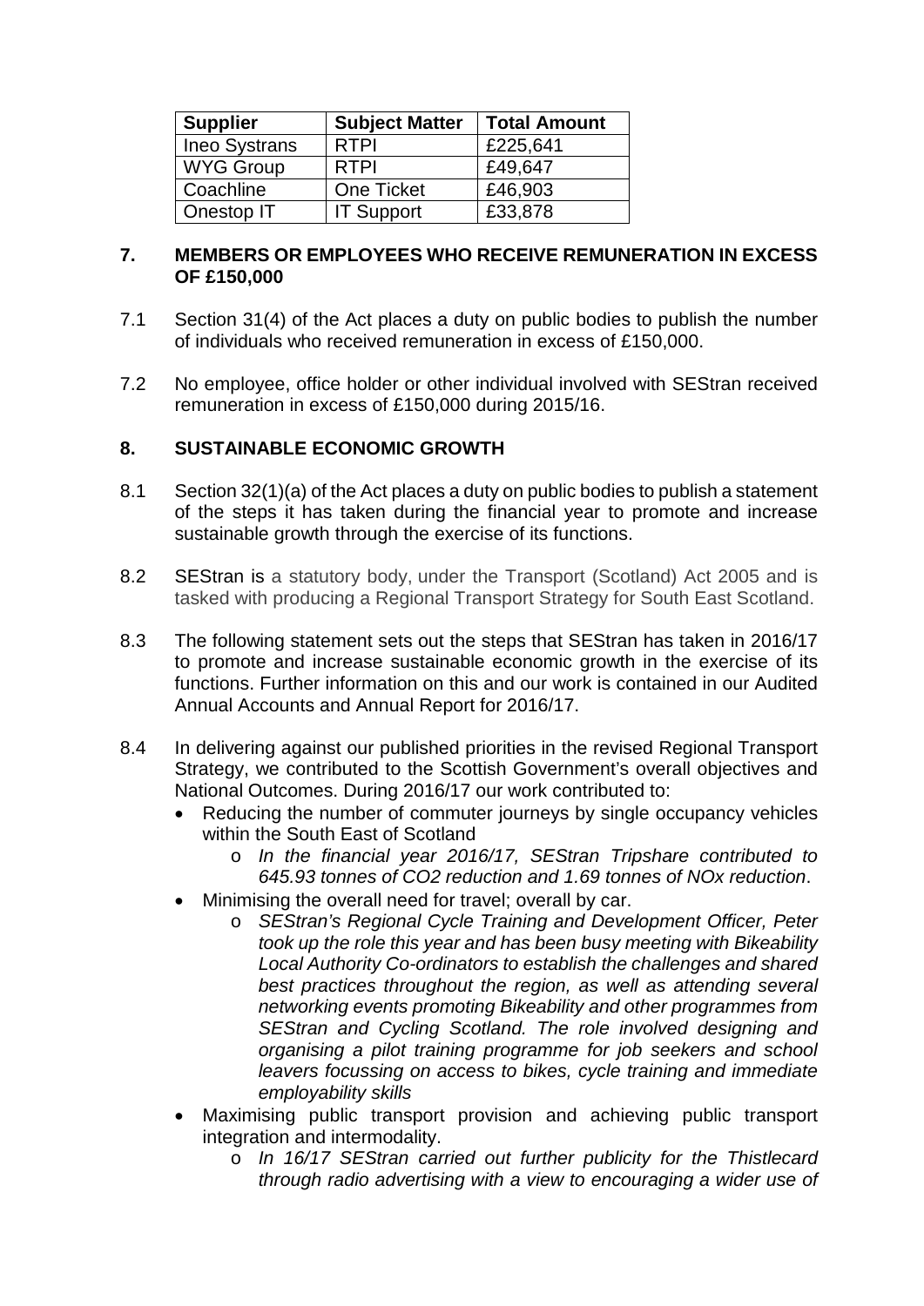| Supplier | Subject Matter | Total Amount |
|---|---|---|
| Ineo Systrans | RTPI | £225,641 |
| WYG Group | RTPI | £49,647 |
| Coachline | One Ticket | £46,903 |
| Onestop IT | IT Support | £33,878 |

## 7. MEMBERS OR EMPLOYEES WHO RECEIVE REMUNERATION IN EXCESS OF £150,000

7.1 Section 31(4) of the Act places a duty on public bodies to publish the number of individuals who received remuneration in excess of £150,000.

7.2 No employee, office holder or other individual involved with SEStran received remuneration in excess of £150,000 during 2015/16.

## 8. SUSTAINABLE ECONOMIC GROWTH

8.1 Section 32(1)(a) of the Act places a duty on public bodies to publish a statement of the steps it has taken during the financial year to promote and increase sustainable growth through the exercise of its functions.

8.2 SEStran is a statutory body, under the Transport (Scotland) Act 2005 and is tasked with producing a Regional Transport Strategy for South East Scotland.

8.3 The following statement sets out the steps that SEStran has taken in 2016/17 to promote and increase sustainable economic growth in the exercise of its functions. Further information on this and our work is contained in our Audited Annual Accounts and Annual Report for 2016/17.

8.4 In delivering against our published priorities in the revised Regional Transport Strategy, we contributed to the Scottish Government's overall objectives and National Outcomes. During 2016/17 our work contributed to:

- Reducing the number of commuter journeys by single occupancy vehicles within the South East of Scotland
  - *In the financial year 2016/17, SEStran Tripshare contributed to 645.93 tonnes of $CO_2$ reduction and 1.69 tonnes of $NO_x$ reduction*.
- Minimising the overall need for travel; overall by car.
  - *SEStran's Regional Cycle Training and Development Officer, Peter took up the role this year and has been busy meeting with Bikeability Local Authority Co-ordinators to establish the challenges and shared best practices throughout the region, as well as attending several networking events promoting Bikeability and other programmes from SEStran and Cycling Scotland. The role involved designing and organising a pilot training programme for job seekers and school leavers focussing on access to bikes, cycle training and immediate employability skills*
- Maximising public transport provision and achieving public transport integration and intermodality.
  - *In 16/17 SEStran carried out further publicity for the Thistlecard through radio advertising with a view to encouraging a wider use of*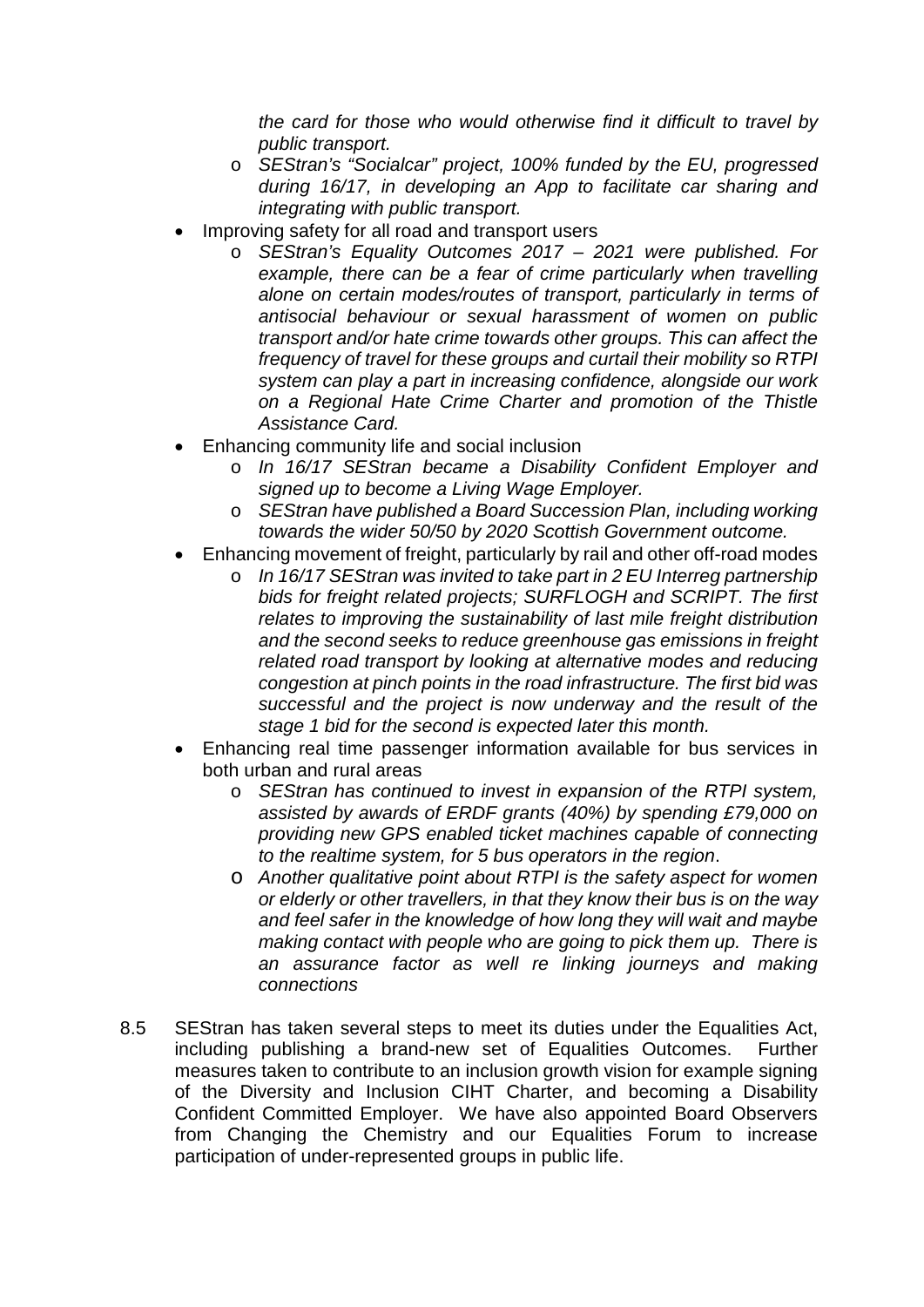*the card for those who would otherwise find it difficult to travel by public transport.*
  - *SEStran's "Socialcar" project, 100% funded by the EU, progressed during 16/17, in developing an App to facilitate car sharing and integrating with public transport.*
- Improving safety for all road and transport users
  - *SEStran's Equality Outcomes 2017 – 2021 were published. For example, there can be a fear of crime particularly when travelling alone on certain modes/routes of transport, particularly in terms of antisocial behaviour or sexual harassment of women on public transport and/or hate crime towards other groups. This can affect the frequency of travel for these groups and curtail their mobility so RTPI system can play a part in increasing confidence, alongside our work on a Regional Hate Crime Charter and promotion of the Thistle Assistance Card.*
- Enhancing community life and social inclusion
  - *In 16/17 SEStran became a Disability Confident Employer and signed up to become a Living Wage Employer.*
  - *SEStran have published a Board Succession Plan, including working towards the wider 50/50 by 2020 Scottish Government outcome.*
- Enhancing movement of freight, particularly by rail and other off-road modes
  - *In 16/17 SEStran was invited to take part in 2 EU Interreg partnership bids for freight related projects; SURFLOGH and SCRIPT. The first relates to improving the sustainability of last mile freight distribution and the second seeks to reduce greenhouse gas emissions in freight related road transport by looking at alternative modes and reducing congestion at pinch points in the road infrastructure. The first bid was successful and the project is now underway and the result of the stage 1 bid for the second is expected later this month.*
- Enhancing real time passenger information available for bus services in both urban and rural areas
  - *SEStran has continued to invest in expansion of the RTPI system, assisted by awards of ERDF grants (40%) by spending £79,000 on providing new GPS enabled ticket machines capable of connecting to the realtime system, for 5 bus operators in the region*.
  - *Another qualitative point about RTPI is the safety aspect for women or elderly or other travellers, in that they know their bus is on the way and feel safer in the knowledge of how long they will wait and maybe making contact with people who are going to pick them up. There is an assurance factor as well re linking journeys and making connections*

8.5 SEStran has taken several steps to meet its duties under the Equalities Act, including publishing a brand-new set of Equalities Outcomes. Further measures taken to contribute to an inclusion growth vision for example signing of the Diversity and Inclusion CIHT Charter, and becoming a Disability Confident Committed Employer. We have also appointed Board Observers from Changing the Chemistry and our Equalities Forum to increase participation of under-represented groups in public life.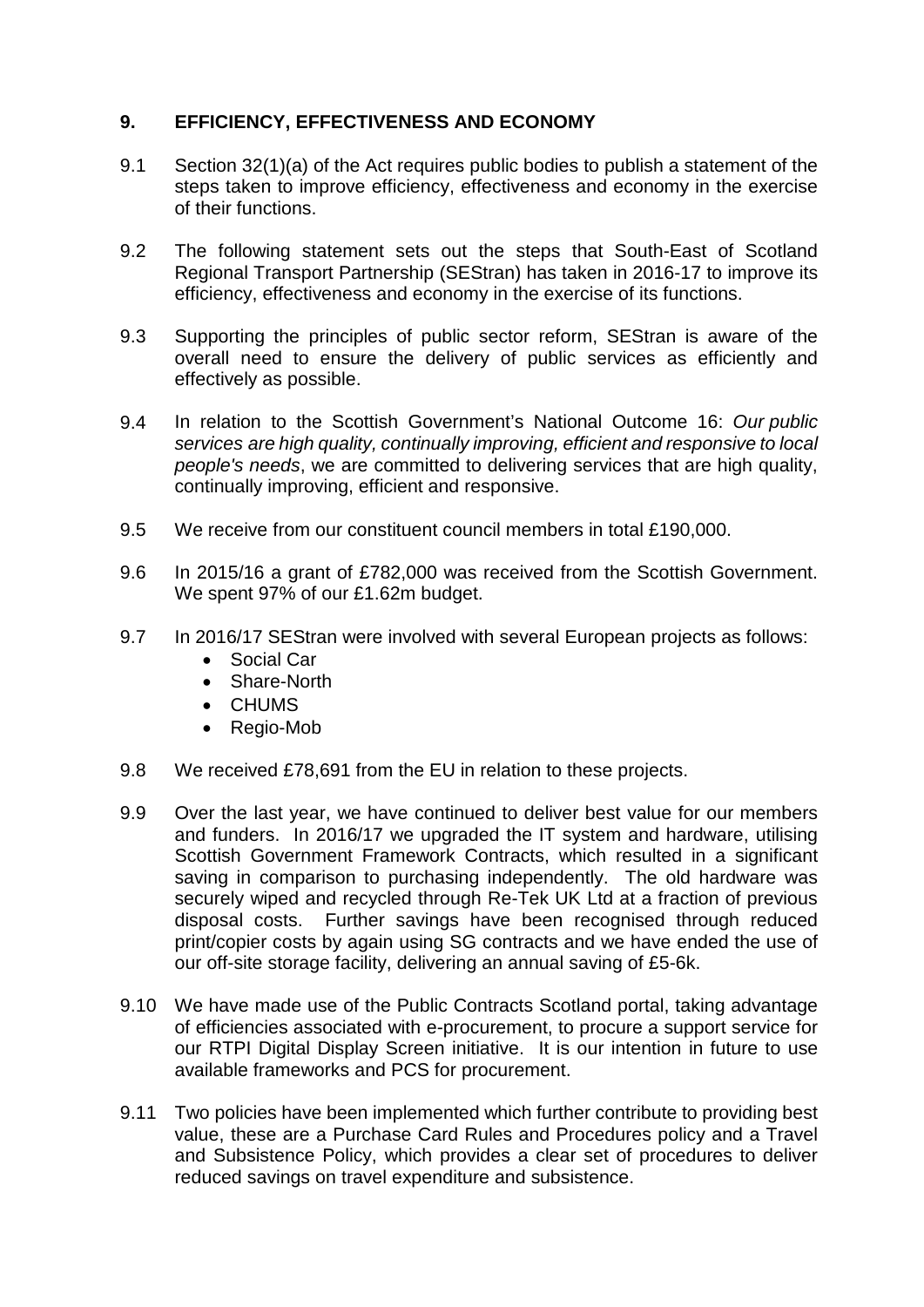## 9. EFFICIENCY, EFFECTIVENESS AND ECONOMY

9.1 Section 32(1)(a) of the Act requires public bodies to publish a statement of the steps taken to improve efficiency, effectiveness and economy in the exercise of their functions.

9.2 The following statement sets out the steps that South-East of Scotland Regional Transport Partnership (SEStran) has taken in 2016-17 to improve its efficiency, effectiveness and economy in the exercise of its functions.

9.3 Supporting the principles of public sector reform, SEStran is aware of the overall need to ensure the delivery of public services as efficiently and effectively as possible.

9.4 In relation to the Scottish Government's National Outcome 16: *Our public services are high quality, continually improving, efficient and responsive to local people's needs*, we are committed to delivering services that are high quality, continually improving, efficient and responsive.

9.5 We receive from our constituent council members in total £190,000.

9.6 In 2015/16 a grant of £782,000 was received from the Scottish Government. We spent 97% of our £1.62m budget.

9.7 In 2016/17 SEStran were involved with several European projects as follows:

- Social Car
- Share-North
- CHUMS
- Regio-Mob

9.8 We received £78,691 from the EU in relation to these projects.

9.9 Over the last year, we have continued to deliver best value for our members and funders. In 2016/17 we upgraded the IT system and hardware, utilising Scottish Government Framework Contracts, which resulted in a significant saving in comparison to purchasing independently. The old hardware was securely wiped and recycled through Re-Tek UK Ltd at a fraction of previous disposal costs. Further savings have been recognised through reduced print/copier costs by again using SG contracts and we have ended the use of our off-site storage facility, delivering an annual saving of £5-6k.

9.10 We have made use of the Public Contracts Scotland portal, taking advantage of efficiencies associated with e-procurement, to procure a support service for our RTPI Digital Display Screen initiative. It is our intention in future to use available frameworks and PCS for procurement.

9.11 Two policies have been implemented which further contribute to providing best value, these are a Purchase Card Rules and Procedures policy and a Travel and Subsistence Policy, which provides a clear set of procedures to deliver reduced savings on travel expenditure and subsistence.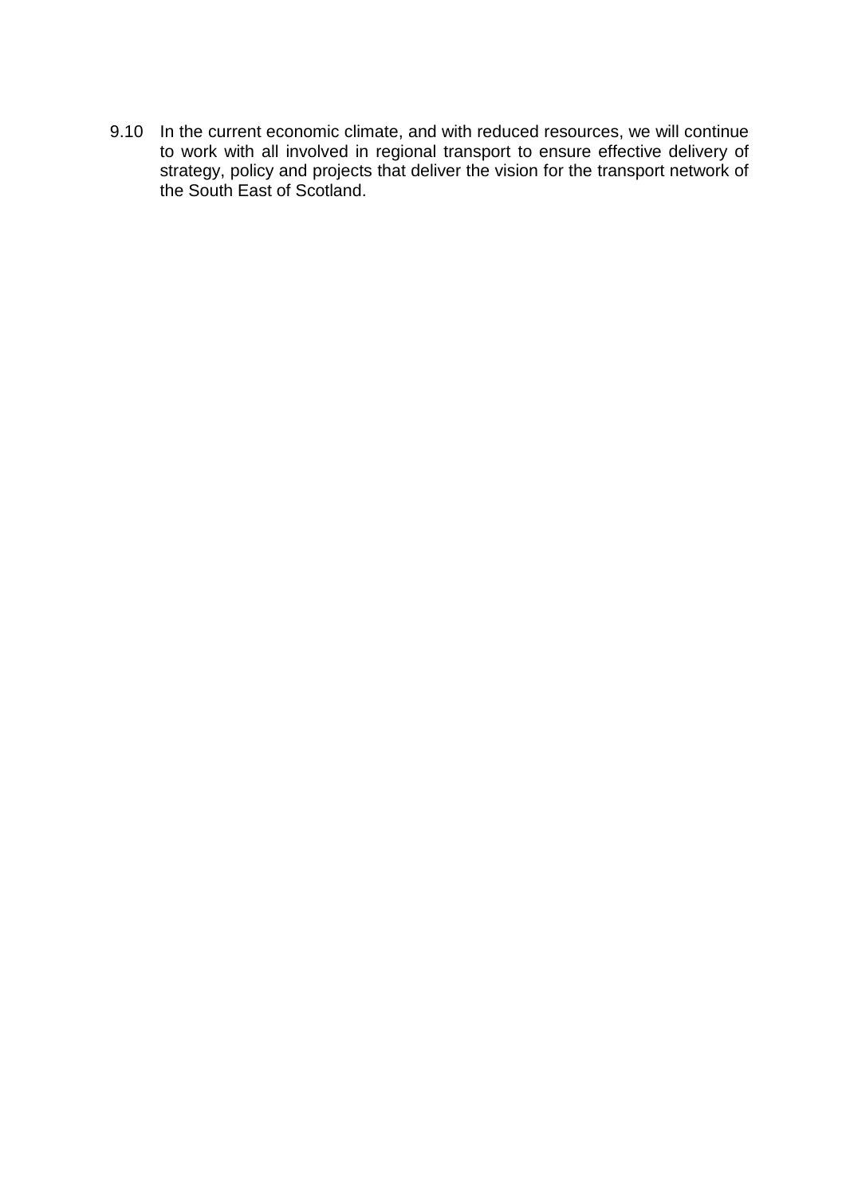9.10 In the current economic climate, and with reduced resources, we will continue to work with all involved in regional transport to ensure effective delivery of strategy, policy and projects that deliver the vision for the transport network of the South East of Scotland.